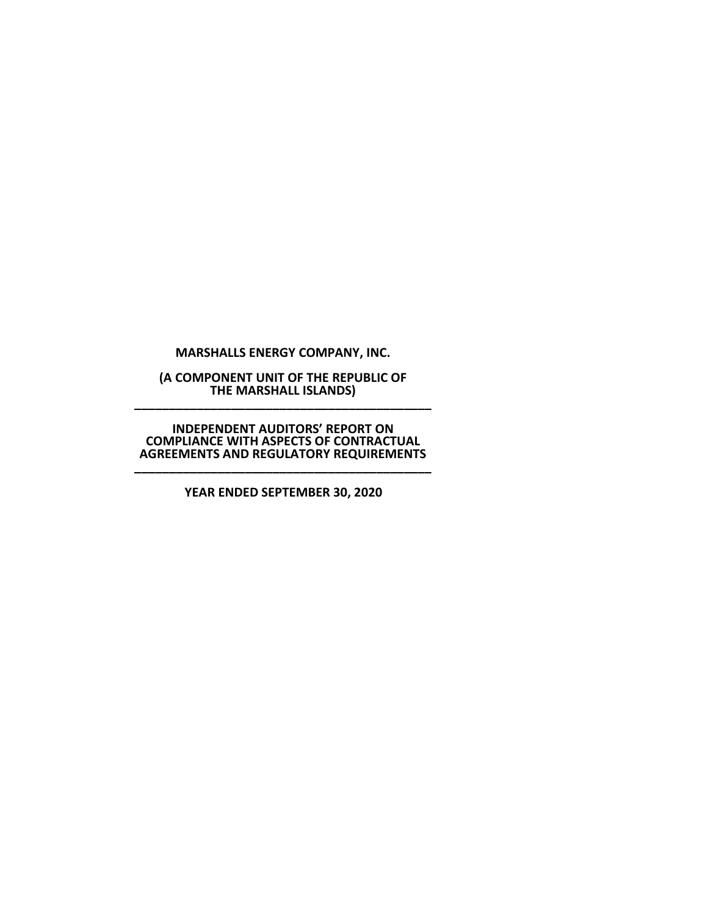**MARSHALLS ENERGY COMPANY, INC.**

**(A COMPONENT UNIT OF THE REPUBLIC OF THE MARSHALL ISLANDS)**

---

**INDEPENDENT AUDITORS' REPORT ON COMPLIANCE WITH ASPECTS OF CONTRACTUAL AGREEMENTS AND REGULATORY REQUIREMENTS**

---

**YEAR ENDED SEPTEMBER 30, 2020**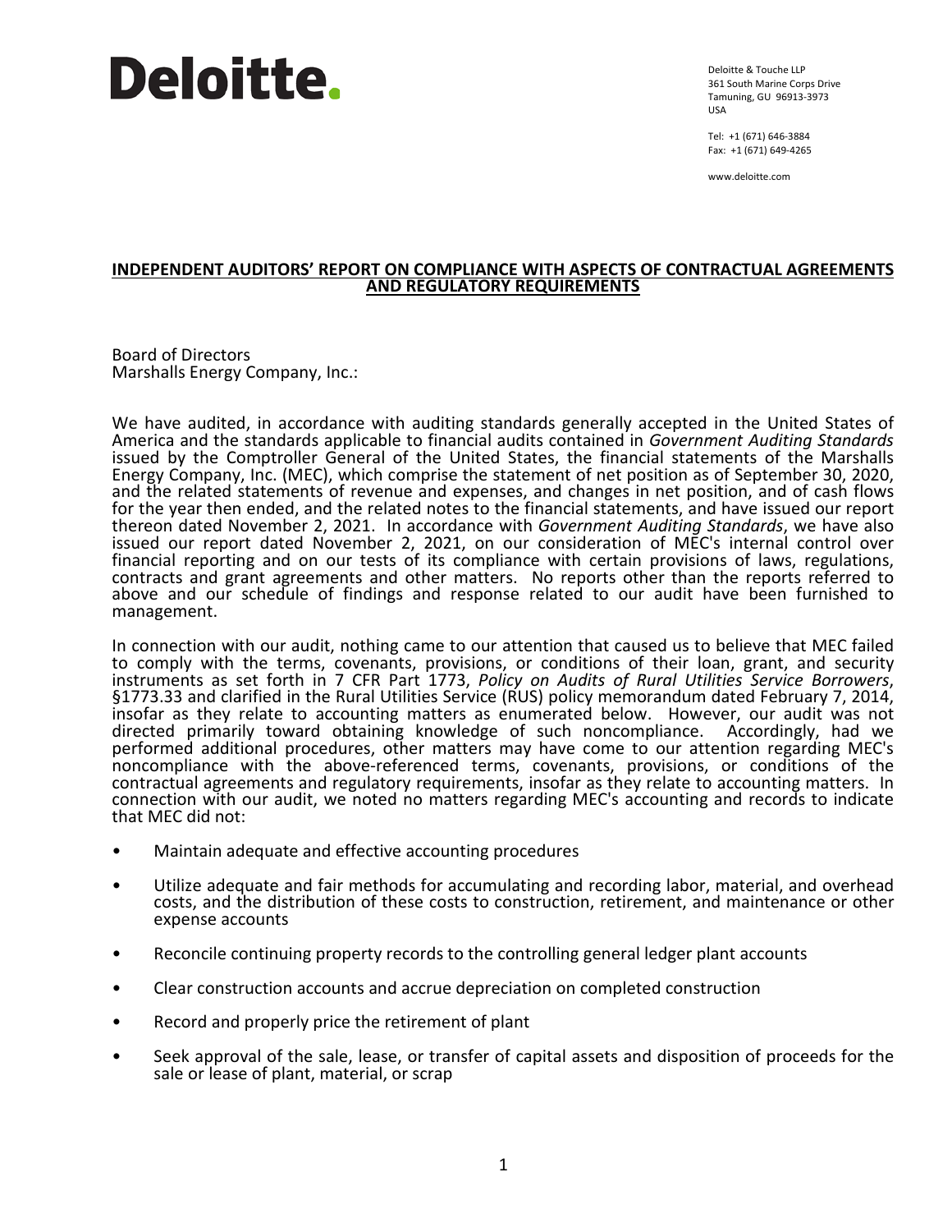**Deloitte.**

Deloitte & Touche LLP
361 South Marine Corps Drive
Tamuning, GU 96913-3973
USA

Tel: +1 (671) 646-3884
Fax: +1 (671) 649-4265

www.deloitte.com

## INDEPENDENT AUDITORS' REPORT ON COMPLIANCE WITH ASPECTS OF CONTRACTUAL AGREEMENTS AND REGULATORY REQUIREMENTS

Board of Directors
Marshalls Energy Company, Inc.:

We have audited, in accordance with auditing standards generally accepted in the United States of America and the standards applicable to financial audits contained in *Government Auditing Standards* issued by the Comptroller General of the United States, the financial statements of the Marshalls Energy Company, Inc. (MEC), which comprise the statement of net position as of September 30, 2020, and the related statements of revenue and expenses, and changes in net position, and of cash flows for the year then ended, and the related notes to the financial statements, and have issued our report thereon dated November 2, 2021. In accordance with *Government Auditing Standards*, we have also issued our report dated November 2, 2021, on our consideration of MEC's internal control over financial reporting and on our tests of its compliance with certain provisions of laws, regulations, contracts and grant agreements and other matters. No reports other than the reports referred to above and our schedule of findings and response related to our audit have been furnished to management.

In connection with our audit, nothing came to our attention that caused us to believe that MEC failed to comply with the terms, covenants, provisions, or conditions of their loan, grant, and security instruments as set forth in 7 CFR Part 1773, *Policy on Audits of Rural Utilities Service Borrowers*, §1773.33 and clarified in the Rural Utilities Service (RUS) policy memorandum dated February 7, 2014, insofar as they relate to accounting matters as enumerated below. However, our audit was not directed primarily toward obtaining knowledge of such noncompliance. Accordingly, had we performed additional procedures, other matters may have come to our attention regarding MEC's noncompliance with the above-referenced terms, covenants, provisions, or conditions of the contractual agreements and regulatory requirements, insofar as they relate to accounting matters. In connection with our audit, we noted no matters regarding MEC's accounting and records to indicate that MEC did not:

- Maintain adequate and effective accounting procedures
- Utilize adequate and fair methods for accumulating and recording labor, material, and overhead costs, and the distribution of these costs to construction, retirement, and maintenance or other expense accounts
- Reconcile continuing property records to the controlling general ledger plant accounts
- Clear construction accounts and accrue depreciation on completed construction
- Record and properly price the retirement of plant
- Seek approval of the sale, lease, or transfer of capital assets and disposition of proceeds for the sale or lease of plant, material, or scrap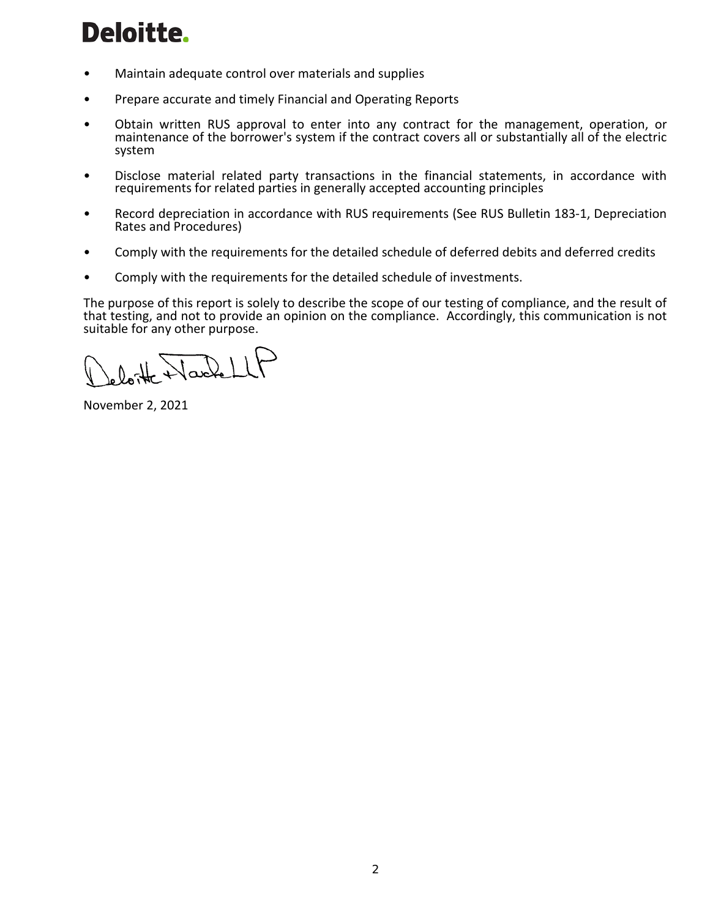- Maintain adequate control over materials and supplies
- Prepare accurate and timely Financial and Operating Reports
- Obtain written RUS approval to enter into any contract for the management, operation, or maintenance of the borrower's system if the contract covers all or substantially all of the electric system
- Disclose material related party transactions in the financial statements, in accordance with requirements for related parties in generally accepted accounting principles
- Record depreciation in accordance with RUS requirements (See RUS Bulletin 183-1, Depreciation Rates and Procedures)
- Comply with the requirements for the detailed schedule of deferred debits and deferred credits
- Comply with the requirements for the detailed schedule of investments.

The purpose of this report is solely to describe the scope of our testing of compliance, and the result of that testing, and not to provide an opinion on the compliance. Accordingly, this communication is not suitable for any other purpose.

Deloitte & Touche LLP

November 2, 2021